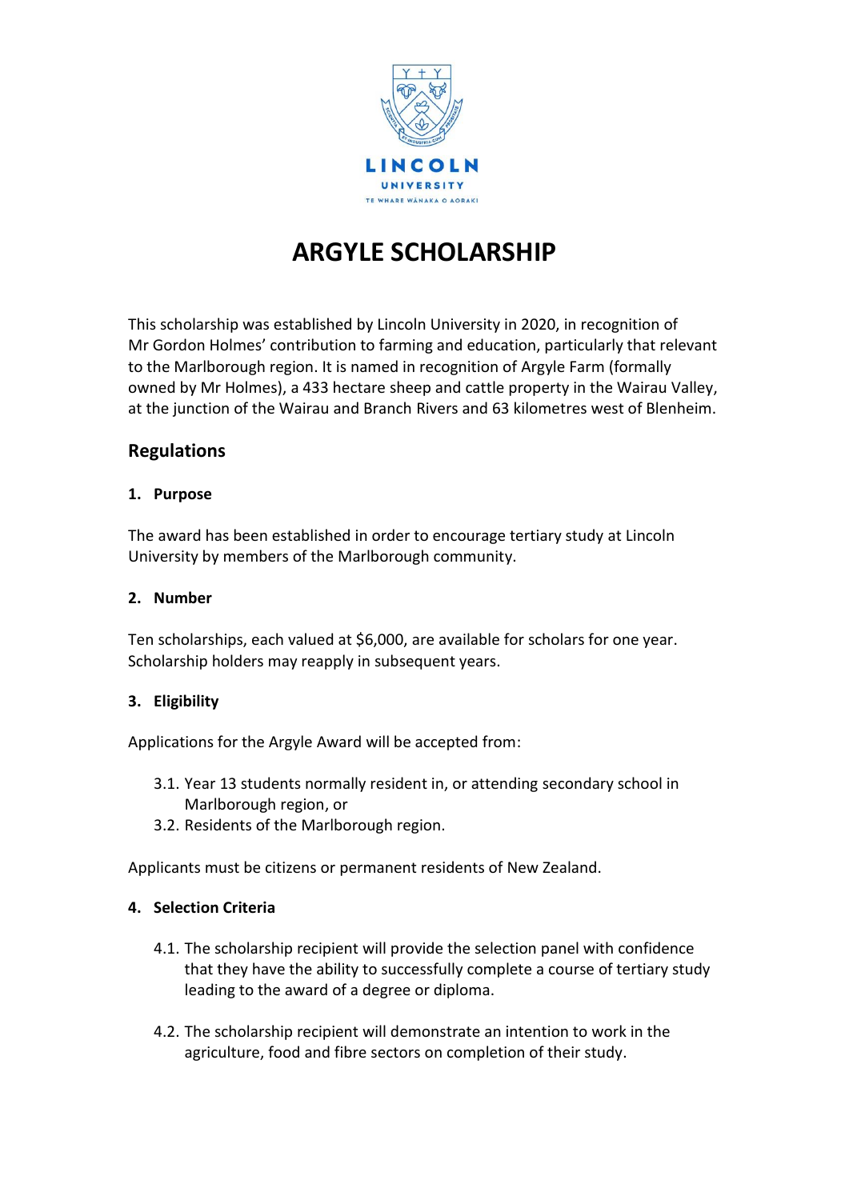# ARGYLE SCHOLARSHIP

This scholarship was established by Lincoln University in 2020, in recognition of Mr Gordon Holmes' contribution to farming and education, particularly that relevant to the Marlborough region. It is named in recognition of Argyle Farm (formally owned by Mr Holmes), a 433 hectare sheep and cattle property in the Wairau Valley, at the junction of the Wairau and Branch Rivers and 63 kilometres west of Blenheim.

## Regulations

### 1. Purpose

The award has been established in order to encourage tertiary study at Lincoln University by members of the Marlborough community.

### 2. Number

Ten scholarships, each valued at $6,000, are available for scholars for one year. Scholarship holders may reapply in subsequent years.

### 3. Eligibility

Applications for the Argyle Award will be accepted from:

3.1. Year 13 students normally resident in, or attending secondary school in Marlborough region, or

3.2. Residents of the Marlborough region.

Applicants must be citizens or permanent residents of New Zealand.

### 4. Selection Criteria

4.1. The scholarship recipient will provide the selection panel with confidence that they have the ability to successfully complete a course of tertiary study leading to the award of a degree or diploma.

4.2. The scholarship recipient will demonstrate an intention to work in the agriculture, food and fibre sectors on completion of their study.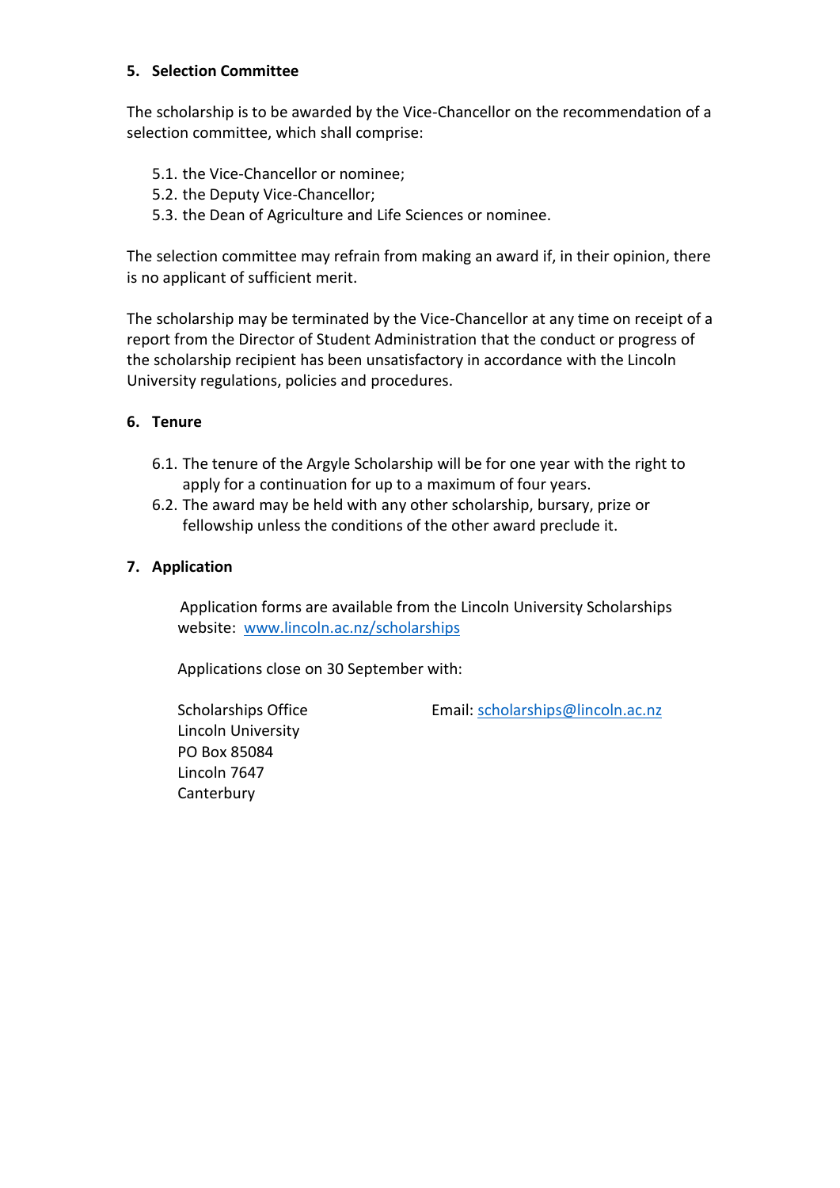## 5. Selection Committee

The scholarship is to be awarded by the Vice-Chancellor on the recommendation of a selection committee, which shall comprise:

5.1. the Vice-Chancellor or nominee;
5.2. the Deputy Vice-Chancellor;
5.3. the Dean of Agriculture and Life Sciences or nominee.

The selection committee may refrain from making an award if, in their opinion, there is no applicant of sufficient merit.

The scholarship may be terminated by the Vice-Chancellor at any time on receipt of a report from the Director of Student Administration that the conduct or progress of the scholarship recipient has been unsatisfactory in accordance with the Lincoln University regulations, policies and procedures.

## 6. Tenure

6.1. The tenure of the Argyle Scholarship will be for one year with the right to apply for a continuation for up to a maximum of four years.
6.2. The award may be held with any other scholarship, bursary, prize or fellowship unless the conditions of the other award preclude it.

## 7. Application

Application forms are available from the Lincoln University Scholarships website: [www.lincoln.ac.nz/scholarships](http://www.lincoln.ac.nz/scholarships)

Applications close on 30 September with:

Scholarships Office
Lincoln University
PO Box 85084
Lincoln 7647
Canterbury

Email: [scholarships@lincoln.ac.nz](mailto:scholarships@lincoln.ac.nz)